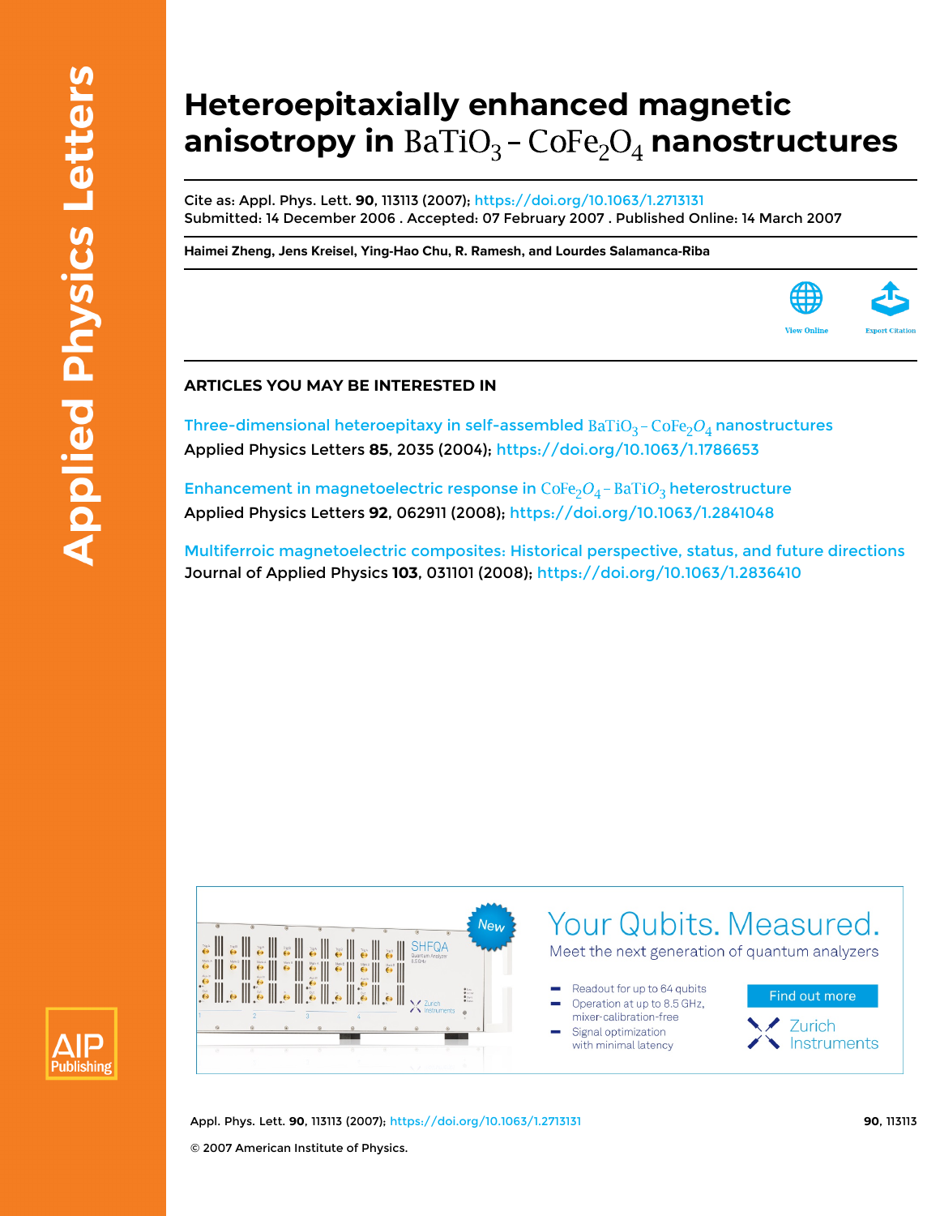# Heteroepitaxially enhanced magnetic anisotropy in $BaTiO_3-CoFe_2O_4$ nanostructures

Cite as: Appl. Phys. Lett. **90**, 113113 (2007); https://doi.org/10.1063/1.2713131
Submitted: 14 December 2006 . Accepted: 07 February 2007 . Published Online: 14 March 2007

**Haimei Zheng, Jens Kreisel, Ying-Hao Chu, R. Ramesh, and Lourdes Salamanca-Riba**

## ARTICLES YOU MAY BE INTERESTED IN

Three-dimensional heteroepitaxy in self-assembled $BaTiO_3-CoFe_2O_4$ nanostructures
Applied Physics Letters **85**, 2035 (2004); https://doi.org/10.1063/1.1786653

Enhancement in magnetoelectric response in $CoFe_2O_4-BaTiO_3$ heterostructure
Applied Physics Letters **92**, 062911 (2008); https://doi.org/10.1063/1.2841048

Multiferroic magnetoelectric composites: Historical perspective, status, and future directions
Journal of Applied Physics **103**, 031101 (2008); https://doi.org/10.1063/1.2836410

© 2007 American Institute of Physics.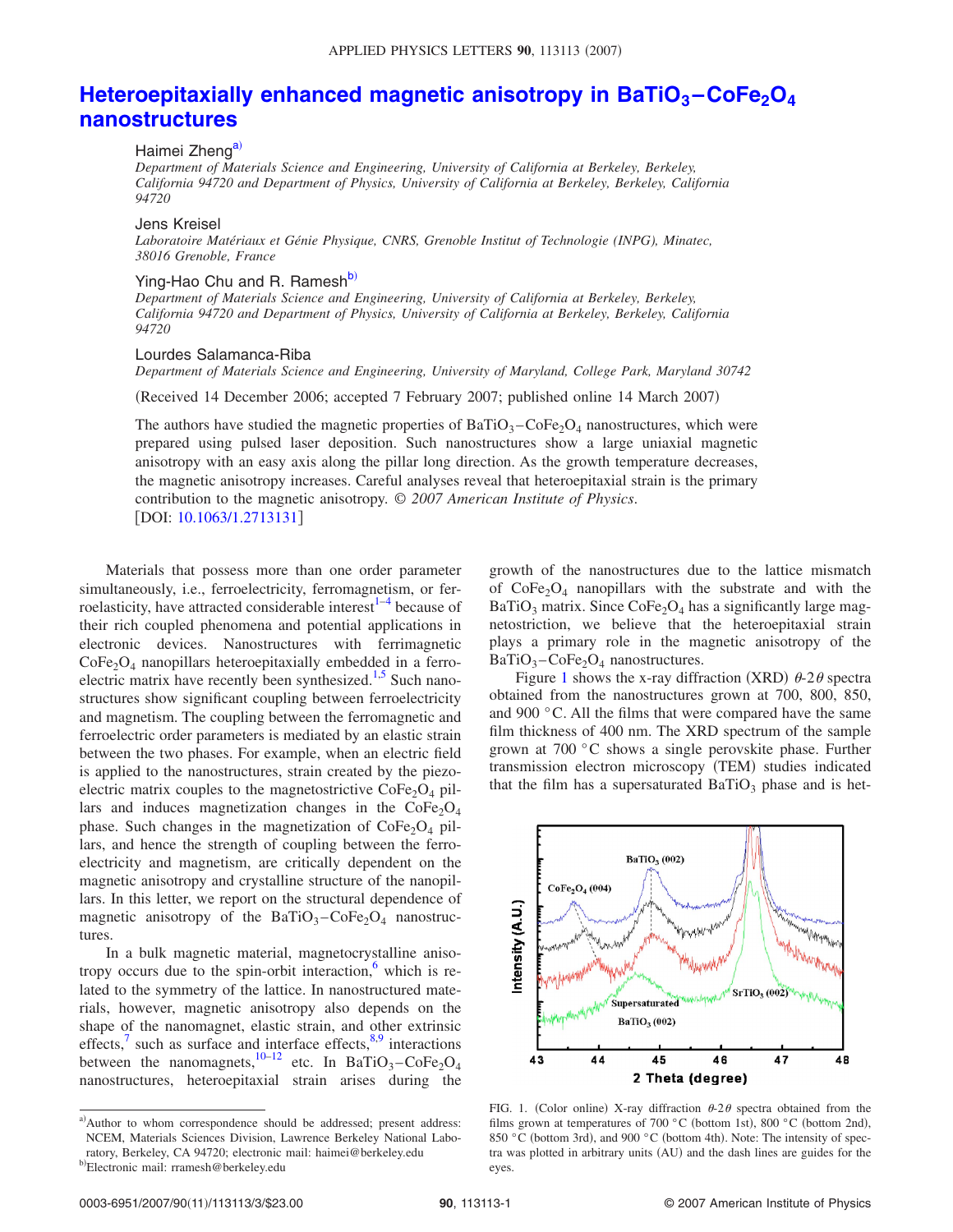# Heteroepitaxially enhanced magnetic anisotropy in $BaTiO_3$–$CoFe_2O_4$ nanostructures

Haimei Zheng[a)]
*Department of Materials Science and Engineering, University of California at Berkeley, Berkeley, California 94720 and Department of Physics, University of California at Berkeley, Berkeley, California 94720*

Jens Kreisel
*Laboratoire Matériaux et Génie Physique, CNRS, Grenoble Institut of Technologie (INPG), Minatec, 38016 Grenoble, France*

Ying-Hao Chu and R. Ramesh[b)]
*Department of Materials Science and Engineering, University of California at Berkeley, Berkeley, California 94720 and Department of Physics, University of California at Berkeley, Berkeley, California 94720*

Lourdes Salamanca-Riba
*Department of Materials Science and Engineering, University of Maryland, College Park, Maryland 30742*

(Received 14 December 2006; accepted 7 February 2007; published online 14 March 2007)

The authors have studied the magnetic properties of $BaTiO_3$–$CoFe_2O_4$ nanostructures, which were prepared using pulsed laser deposition. Such nanostructures show a large uniaxial magnetic anisotropy with an easy axis along the pillar long direction. As the growth temperature decreases, the magnetic anisotropy increases. Careful analyses reveal that heteroepitaxial strain is the primary contribution to the magnetic anisotropy. © *2007 American Institute of Physics*. [DOI: 10.1063/1.2713131]

Materials that possess more than one order parameter simultaneously, i.e., ferroelectricity, ferromagnetism, or ferroelasticity, have attracted considerable interest[1–4] because of their rich coupled phenomena and potential applications in electronic devices. Nanostructures with ferrimagnetic $CoFe_2O_4$ nanopillars heteroepitaxially embedded in a ferroelectric matrix have recently been synthesized.[1,5] Such nanostructures show significant coupling between ferroelectricity and magnetism. The coupling between the ferromagnetic and ferroelectric order parameters is mediated by an elastic strain between the two phases. For example, when an electric field is applied to the nanostructures, strain created by the piezoelectric matrix couples to the magnetostrictive $CoFe_2O_4$ pillars and induces magnetization changes in the $CoFe_2O_4$ phase. Such changes in the magnetization of $CoFe_2O_4$ pillars, and hence the strength of coupling between the ferroelectricity and magnetism, are critically dependent on the magnetic anisotropy and crystalline structure of the nanopillars. In this letter, we report on the structural dependence of magnetic anisotropy of the $BaTiO_3$–$CoFe_2O_4$ nanostructures.

In a bulk magnetic material, magnetocrystalline anisotropy occurs due to the spin-orbit interaction,[6] which is related to the symmetry of the lattice. In nanostructured materials, however, magnetic anisotropy also depends on the shape of the nanomagnet, elastic strain, and other extrinsic effects,[7] such as surface and interface effects,[8,9] interactions between the nanomagnets,[10–12] etc. In $BaTiO_3$–$CoFe_2O_4$ nanostructures, heteroepitaxial strain arises during the growth of the nanostructures due to the lattice mismatch of $CoFe_2O_4$ nanopillars with the substrate and with the $BaTiO_3$ matrix. Since $CoFe_2O_4$ has a significantly large magnetostriction, we believe that the heteroepitaxial strain plays a primary role in the magnetic anisotropy of the $BaTiO_3$–$CoFe_2O_4$ nanostructures.

Figure 1 shows the x-ray diffraction (XRD) $\theta$-$2\theta$ spectra obtained from the nanostructures grown at 700, 800, 850, and 900 °C. All the films that were compared have the same film thickness of 400 nm. The XRD spectrum of the sample grown at 700 °C shows a single perovskite phase. Further transmission electron microscopy (TEM) studies indicated that the film has a supersaturated $BaTiO_3$ phase and is het-

FIG. 1. (Color online) X-ray diffraction $\theta$-$2\theta$ spectra obtained from the films grown at temperatures of 700 °C (bottom 1st), 800 °C (bottom 2nd), 850 °C (bottom 3rd), and 900 °C (bottom 4th). Note: The intensity of spectra was plotted in arbitrary units (AU) and the dash lines are guides for the eyes.

---

a)Author to whom correspondence should be addressed; present address: NCEM, Materials Sciences Division, Lawrence Berkeley National Laboratory, Berkeley, CA 94720; electronic mail: haimei@berkeley.edu

b)Electronic mail: rramesh@berkeley.edu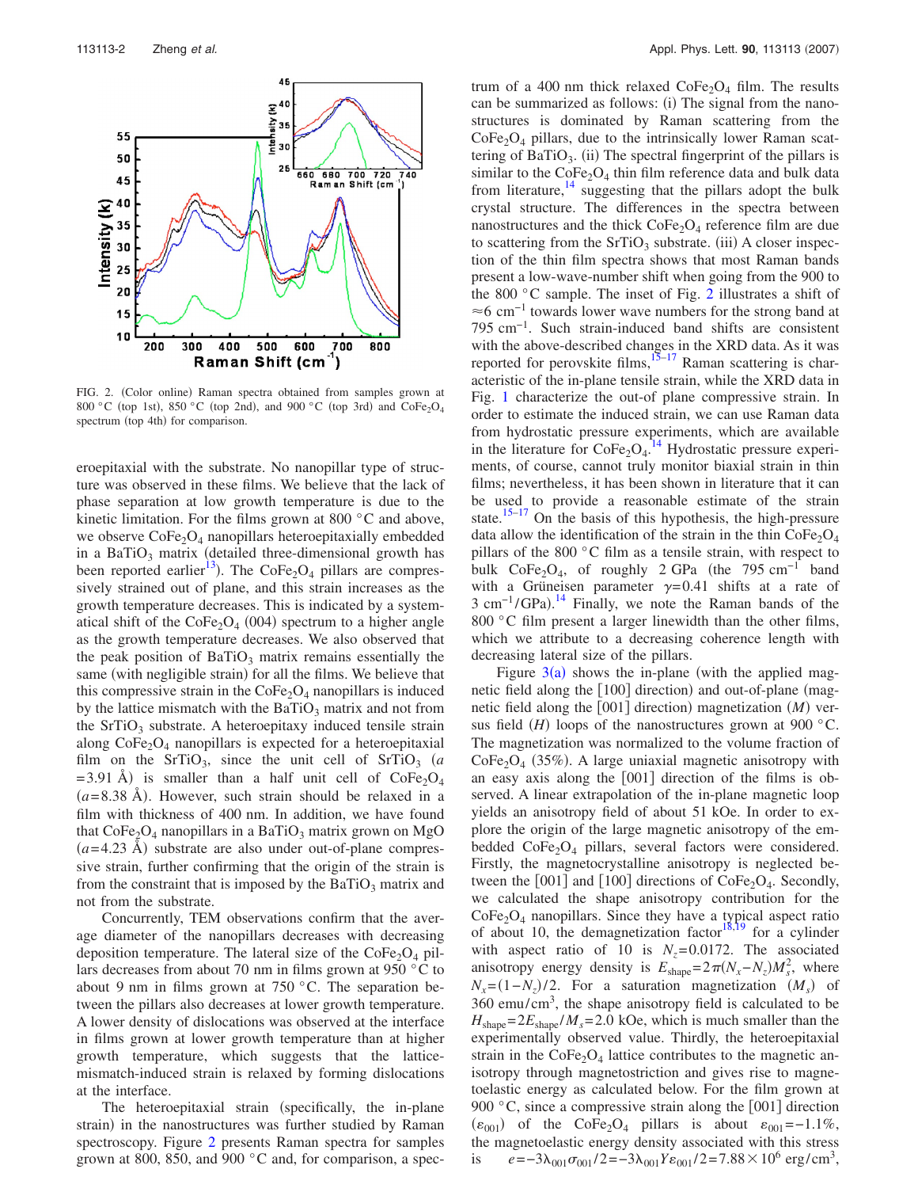FIG. 2. (Color online) Raman spectra obtained from samples grown at 800 °C (top 1st), 850 °C (top 2nd), and 900 °C (top 3rd) and $CoFe_2O_4$ spectrum (top 4th) for comparison.

eroepitaxial with the substrate. No nanopillar type of structure was observed in these films. We believe that the lack of phase separation at low growth temperature is due to the kinetic limitation. For the films grown at 800 °C and above, we observe $CoFe_2O_4$ nanopillars heteroepitaxially embedded in a $BaTiO_3$ matrix (detailed three-dimensional growth has been reported earlier[13]). The $CoFe_2O_4$ pillars are compressively strained out of plane, and this strain increases as the growth temperature decreases. This is indicated by a systematical shift of the $CoFe_2O_4$ (004) spectrum to a higher angle as the growth temperature decreases. We also observed that the peak position of $BaTiO_3$ matrix remains essentially the same (with negligible strain) for all the films. We believe that this compressive strain in the $CoFe_2O_4$ nanopillars is induced by the lattice mismatch with the $BaTiO_3$ matrix and not from the $SrTiO_3$ substrate. A heteroepitaxy induced tensile strain along $CoFe_2O_4$ nanopillars is expected for a heteroepitaxial film on the $SrTiO_3$, since the unit cell of $SrTiO_3$ ($a$ = 3.91 Å) is smaller than a half unit cell of $CoFe_2O_4$ ($a$ = 8.38 Å). However, such strain should be relaxed in a film with thickness of 400 nm. In addition, we have found that $CoFe_2O_4$ nanopillars in a $BaTiO_3$ matrix grown on MgO ($a$ = 4.23 Å) substrate are also under out-of-plane compressive strain, further confirming that the origin of the strain is from the constraint that is imposed by the $BaTiO_3$ matrix and not from the substrate.

Concurrently, TEM observations confirm that the average diameter of the nanopillars decreases with decreasing deposition temperature. The lateral size of the $CoFe_2O_4$ pillars decreases from about 70 nm in films grown at 950 °C to about 9 nm in films grown at 750 °C. The separation between the pillars also decreases at lower growth temperature. A lower density of dislocations was observed at the interface in films grown at lower growth temperature than at higher growth temperature, which suggests that the lattice-mismatch-induced strain is relaxed by forming dislocations at the interface.

The heteroepitaxial strain (specifically, the in-plane strain) in the nanostructures was further studied by Raman spectroscopy. Figure 2 presents Raman spectra for samples grown at 800, 850, and 900 °C and, for comparison, a spectrum of a 400 nm thick relaxed $CoFe_2O_4$ film. The results can be summarized as follows: (i) The signal from the nanostructures is dominated by Raman scattering from the $CoFe_2O_4$ pillars, due to the intrinsically lower Raman scattering of $BaTiO_3$. (ii) The spectral fingerprint of the pillars is similar to the $CoFe_2O_4$ thin film reference data and bulk data from literature,[14] suggesting that the pillars adopt the bulk crystal structure. The differences in the spectra between nanostructures and the thick $CoFe_2O_4$ reference film are due to scattering from the $SrTiO_3$ substrate. (iii) A closer inspection of the thin film spectra shows that most Raman bands present a low-wave-number shift when going from the 900 to the 800 °C sample. The inset of Fig. 2 illustrates a shift of ≈6 $cm^{-1}$ towards lower wave numbers for the strong band at 795 $cm^{-1}$. Such strain-induced band shifts are consistent with the above-described changes in the XRD data. As it was reported for perovskite films,[15–17] Raman scattering is characteristic of the in-plane tensile strain, while the XRD data in Fig. 1 characterize the out-of plane compressive strain. In order to estimate the induced strain, we can use Raman data from hydrostatic pressure experiments, which are available in the literature for $CoFe_2O_4$.[14] Hydrostatic pressure experiments, of course, cannot truly monitor biaxial strain in thin films; nevertheless, it has been shown in literature that it can be used to provide a reasonable estimate of the strain state.[15–17] On the basis of this hypothesis, the high-pressure data allow the identification of the strain in the thin $CoFe_2O_4$ pillars of the 800 °C film as a tensile strain, with respect to bulk $CoFe_2O_4$, of roughly 2 GPa (the 795 $cm^{-1}$ band with a Grüneisen parameter $\gamma = 0.41$ shifts at a rate of 3 $cm^{-1}$/GPa).[14] Finally, we note the Raman bands of the 800 °C film present a larger linewidth than the other films, which we attribute to a decreasing coherence length with decreasing lateral size of the pillars.

Figure 3(a) shows the in-plane (with the applied magnetic field along the [100] direction) and out-of-plane (magnetic field along the [001] direction) magnetization ($M$) versus field ($H$) loops of the nanostructures grown at 900 °C. The magnetization was normalized to the volume fraction of $CoFe_2O_4$ (35%). A large uniaxial magnetic anisotropy with an easy axis along the [001] direction of the films is observed. A linear extrapolation of the in-plane magnetic loop yields an anisotropy field of about 51 kOe. In order to explore the origin of the large magnetic anisotropy of the embedded $CoFe_2O_4$ pillars, several factors were considered. Firstly, the magnetocrystalline anisotropy is neglected between the [001] and [100] directions of $CoFe_2O_4$. Secondly, we calculated the shape anisotropy contribution for the $CoFe_2O_4$ nanopillars. Since they have a typical aspect ratio of about 10, the demagnetization factor[18,19] for a cylinder with aspect ratio of 10 is $N_z = 0.0172$. The associated anisotropy energy density is $E_{\text{shape}} = 2\pi(N_x - N_z)M_s^2$, where $N_x = (1 - N_z)/2$. For a saturation magnetization ($M_s$) of 360 emu/$cm^3$, the shape anisotropy field is calculated to be $H_{\text{shape}} = 2E_{\text{shape}}/M_s = 2.0$ kOe, which is much smaller than the experimentally observed value. Thirdly, the heteroepitaxial strain in the $CoFe_2O_4$ lattice contributes to the magnetic anisotropy through magnetostriction and gives rise to magnetoelastic energy as calculated below. For the film grown at 900 °C, since a compressive strain along the [001] direction ($\varepsilon_{001}$) of the $CoFe_2O_4$ pillars is about $\varepsilon_{001} = -1.1\%$, the magnetoelastic energy density associated with this stress is $e = -3\lambda_{001}\sigma_{001}/2 = -3\lambda_{001}Y\varepsilon_{001}/2 = 7.88 \times 10^6$ erg/$cm^3$,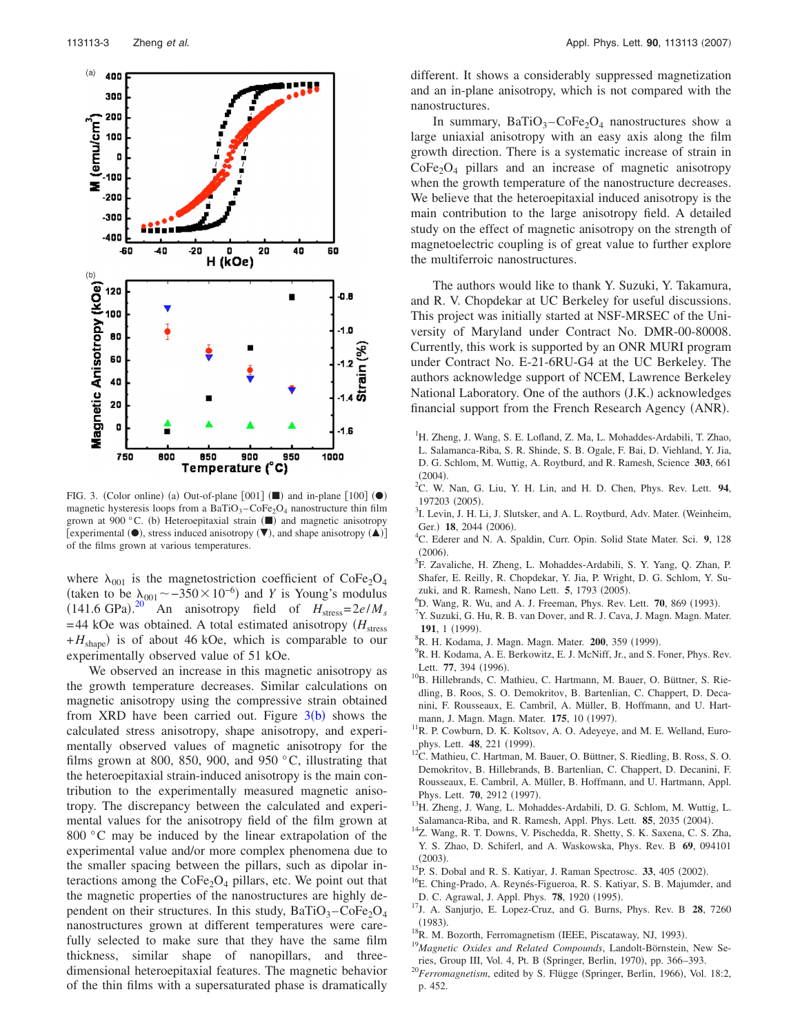(a)

400
300
200
100
0
-100
-200
-300
-400

M (emu/cm$^3$)

-60 -40 -20 0 20 40 60

H (kOe)

(b)

120
100
80
60
40
20
0

Magnetic Anisotropy (kOe)

-0.8
-1.0
-1.2
-1.4
-1.6

Strain (%)

750 800 850 900 950 1000

Temperature (°C)

FIG. 3. (Color online) (a) Out-of-plane [001] (■) and in-plane [100] (●) magnetic hysteresis loops from a $BaTiO_3-CoFe_2O_4$ nanostructure thin film grown at 900 °C. (b) Heteroepitaxial strain (■) and magnetic anisotropy [experimental (●), stress induced anisotropy (▼), and shape anisotropy (▲)] of the films grown at various temperatures.

where $\lambda_{001}$ is the magnetostriction coefficient of $CoFe_2O_4$ (taken to be $\lambda_{001} \sim -350 \times 10^{-6}$) and $Y$ is Young's modulus (141.6 GPa).[20] An anisotropy field of $H_{stress} = 2e/M_s = 44$ kOe was obtained. A total estimated anisotropy ($H_{stress} + H_{shape}$) is of about 46 kOe, which is comparable to our experimentally observed value of 51 kOe.

We observed an increase in this magnetic anisotropy as the growth temperature decreases. Similar calculations on magnetic anisotropy using the compressive strain obtained from XRD have been carried out. Figure 3(b) shows the calculated stress anisotropy, shape anisotropy, and experimentally observed values of magnetic anisotropy for the films grown at 800, 850, 900, and 950 °C, illustrating that the heteroepitaxial strain-induced anisotropy is the main contribution to the experimentally measured magnetic anisotropy. The discrepancy between the calculated and experimental values for the anisotropy field of the film grown at 800 °C may be induced by the linear extrapolation of the experimental value and/or more complex phenomena due to the smaller spacing between the pillars, such as dipolar interactions among the $CoFe_2O_4$ pillars, etc. We point out that the magnetic properties of the nanostructures are highly dependent on their structures. In this study, $BaTiO_3-CoFe_2O_4$ nanostructures grown at different temperatures were carefully selected to make sure that they have the same film thickness, similar shape of nanopillars, and three-dimensional heteroepitaxial features. The magnetic behavior of the thin films with a supersaturated phase is dramatically different. It shows a considerably suppressed magnetization and an in-plane anisotropy, which is not compared with the nanostructures.

In summary, $BaTiO_3-CoFe_2O_4$ nanostructures show a large uniaxial anisotropy with an easy axis along the film growth direction. There is a systematic increase of strain in $CoFe_2O_4$ pillars and an increase of magnetic anisotropy when the growth temperature of the nanostructure decreases. We believe that the heteroepitaxial induced anisotropy is the main contribution to the large anisotropy field. A detailed study on the effect of magnetic anisotropy on the strength of magnetoelectric coupling is of great value to further explore the multiferroic nanostructures.

The authors would like to thank Y. Suzuki, Y. Takamura, and R. V. Chopdekar at UC Berkeley for useful discussions. This project was initially started at NSF-MRSEC of the University of Maryland under Contract No. DMR-00-80008. Currently, this work is supported by an ONR MURI program under Contract No. E-21-6RU-G4 at the UC Berkeley. The authors acknowledge support of NCEM, Lawrence Berkeley National Laboratory. One of the authors (J.K.) acknowledges financial support from the French Research Agency (ANR).

[1] H. Zheng, J. Wang, S. E. Lofland, Z. Ma, L. Mohaddes-Ardabili, T. Zhao, L. Salamanca-Riba, S. R. Shinde, S. B. Ogale, F. Bai, D. Viehland, Y. Jia, D. G. Schlom, M. Wuttig, A. Roytburd, and R. Ramesh, Science **303**, 661 (2004).

[2] C. W. Nan, G. Liu, Y. H. Lin, and H. D. Chen, Phys. Rev. Lett. **94**, 197203 (2005).

[3] I. Levin, J. H. Li, J. Slutsker, and A. L. Roytburd, Adv. Mater. (Weinheim, Ger.) **18**, 2044 (2006).

[4] C. Ederer and N. A. Spaldin, Curr. Opin. Solid State Mater. Sci. **9**, 128 (2006).

[5] F. Zavaliche, H. Zheng, L. Mohaddes-Ardabili, S. Y. Yang, Q. Zhan, P. Shafer, E. Reilly, R. Chopdekar, Y. Jia, P. Wright, D. G. Schlom, Y. Suzuki, and R. Ramesh, Nano Lett. **5**, 1793 (2005).

[6] D. Wang, R. Wu, and A. J. Freeman, Phys. Rev. Lett. **70**, 869 (1993).

[7] Y. Suzuki, G. Hu, R. B. van Dover, and R. J. Cava, J. Magn. Magn. Mater. **191**, 1 (1999).

[8] R. H. Kodama, J. Magn. Magn. Mater. **200**, 359 (1999).

[9] R. H. Kodama, A. E. Berkowitz, E. J. McNiff, Jr., and S. Foner, Phys. Rev. Lett. **77**, 394 (1996).

[10] B. Hillebrands, C. Mathieu, C. Hartmann, M. Bauer, O. Büttner, S. Riedling, B. Roos, S. O. Demokritov, B. Bartenlian, C. Chappert, D. Decanini, F. Rousseaux, E. Cambril, A. Müller, B. Hoffmann, and U. Hartmann, J. Magn. Magn. Mater. **175**, 10 (1997).

[11] R. P. Cowburn, D. K. Koltsov, A. O. Adeyeye, and M. E. Welland, Europhys. Lett. **48**, 221 (1999).

[12] C. Mathieu, C. Hartmann, M. Bauer, O. Büttner, S. Riedling, B. Ross, S. O. Demokritov, B. Hillebrands, B. Bartenlian, C. Chappert, D. Decanini, F. Rousseaux, E. Cambril, A. Müller, B. Hoffmann, and U. Hartmann, Appl. Phys. Lett. **70**, 2912 (1997).

[13] H. Zheng, J. Wang, L. Mohaddes-Ardabili, D. G. Schlom, M. Wuttig, L. Salamanca-Riba, and R. Ramesh, Appl. Phys. Lett. **85**, 2035 (2004).

[14] Z. Wang, R. T. Downs, V. Pischedda, R. Shetty, S. K. Saxena, C. S. Zha, Y. S. Zhao, D. Schiferl, and A. Waskowska, Phys. Rev. B **69**, 094101 (2003).

[15] P. S. Dobal and R. S. Katiyar, J. Raman Spectrosc. **33**, 405 (2002).

[16] E. Ching-Prado, A. Reynés-Figueroa, R. S. Katiyar, S. B. Majumder, and D. C. Agrawal, J. Appl. Phys. **78**, 1920 (1995).

[17] J. A. Sanjurjo, E. Lopez-Cruz, and G. Burns, Phys. Rev. B **28**, 7260 (1983).

[18] R. M. Bozorth, Ferromagnetism (IEEE, Piscataway, NJ, 1993).

[19] *Magnetic Oxides and Related Compounds*, Landolt-Börnstein, New Series, Group III, Vol. 4, Pt. B (Springer, Berlin, 1970), pp. 366–393.

[20] *Ferromagnetism*, edited by S. Flügge (Springer, Berlin, 1966), Vol. 18:2, p. 452.